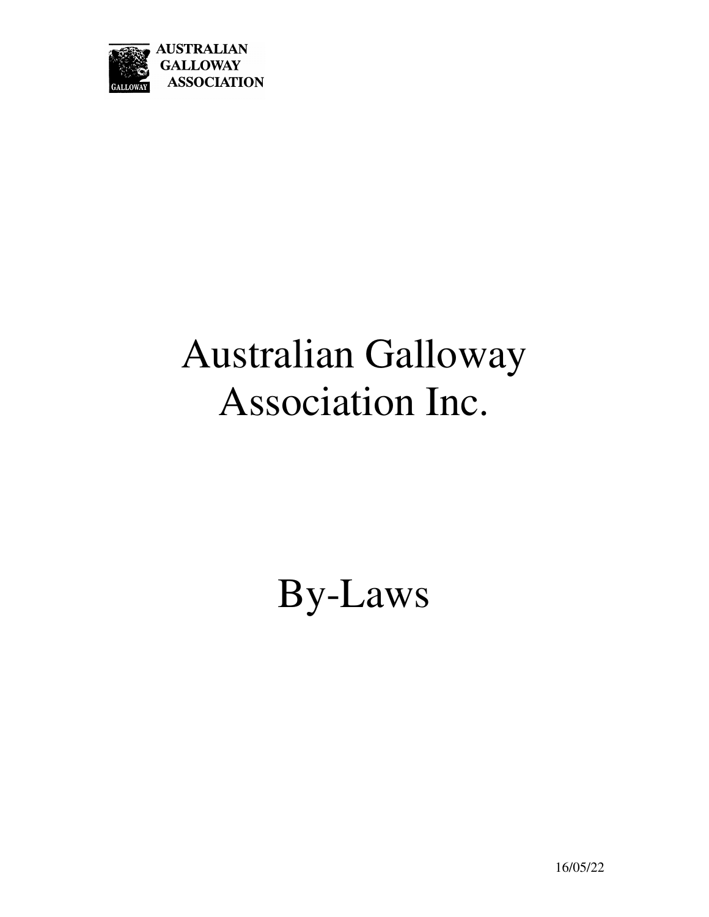AUSTRALIAN GALLOWAY ASSOCIATION

# Australian Galloway Association Inc.

# By-Laws

16/05/22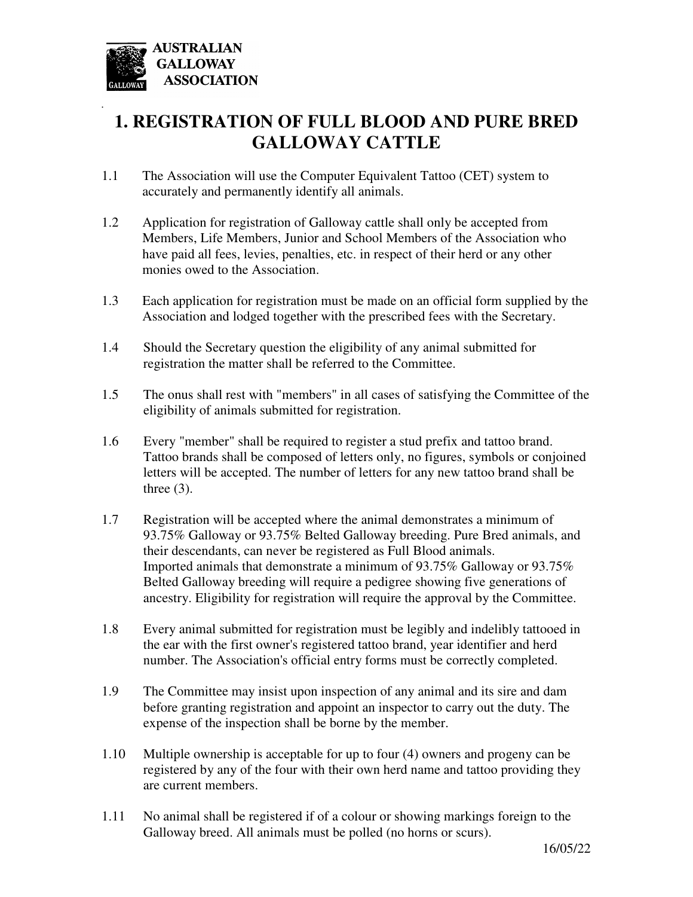# 1. REGISTRATION OF FULL BLOOD AND PURE BRED GALLOWAY CATTLE

1.1 The Association will use the Computer Equivalent Tattoo (CET) system to accurately and permanently identify all animals.

1.2 Application for registration of Galloway cattle shall only be accepted from Members, Life Members, Junior and School Members of the Association who have paid all fees, levies, penalties, etc. in respect of their herd or any other monies owed to the Association.

1.3 Each application for registration must be made on an official form supplied by the Association and lodged together with the prescribed fees with the Secretary.

1.4 Should the Secretary question the eligibility of any animal submitted for registration the matter shall be referred to the Committee.

1.5 The onus shall rest with "members" in all cases of satisfying the Committee of the eligibility of animals submitted for registration.

1.6 Every "member" shall be required to register a stud prefix and tattoo brand. Tattoo brands shall be composed of letters only, no figures, symbols or conjoined letters will be accepted. The number of letters for any new tattoo brand shall be three (3).

1.7 Registration will be accepted where the animal demonstrates a minimum of 93.75% Galloway or 93.75% Belted Galloway breeding. Pure Bred animals, and their descendants, can never be registered as Full Blood animals. Imported animals that demonstrate a minimum of 93.75% Galloway or 93.75% Belted Galloway breeding will require a pedigree showing five generations of ancestry. Eligibility for registration will require the approval by the Committee.

1.8 Every animal submitted for registration must be legibly and indelibly tattooed in the ear with the first owner's registered tattoo brand, year identifier and herd number. The Association's official entry forms must be correctly completed.

1.9 The Committee may insist upon inspection of any animal and its sire and dam before granting registration and appoint an inspector to carry out the duty. The expense of the inspection shall be borne by the member.

1.10 Multiple ownership is acceptable for up to four (4) owners and progeny can be registered by any of the four with their own herd name and tattoo providing they are current members.

1.11 No animal shall be registered if of a colour or showing markings foreign to the Galloway breed. All animals must be polled (no horns or scurs).

16/05/22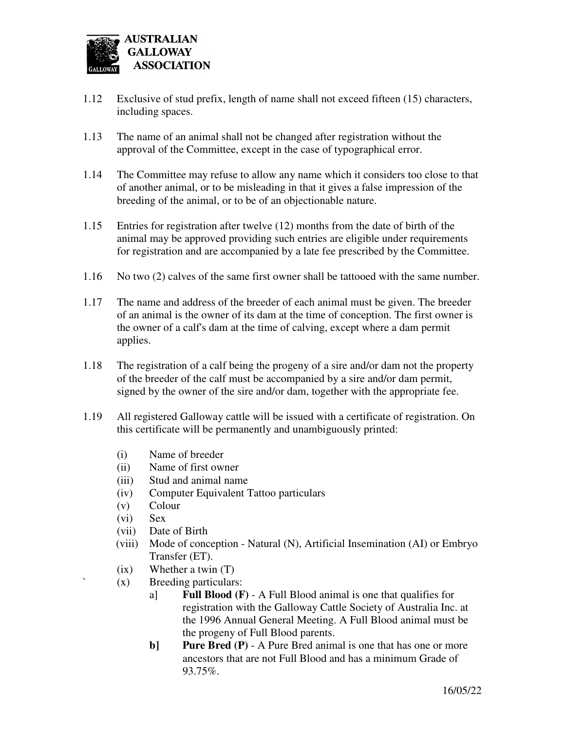1.12 Exclusive of stud prefix, length of name shall not exceed fifteen (15) characters, including spaces.

1.13 The name of an animal shall not be changed after registration without the approval of the Committee, except in the case of typographical error.

1.14 The Committee may refuse to allow any name which it considers too close to that of another animal, or to be misleading in that it gives a false impression of the breeding of the animal, or to be of an objectionable nature.

1.15 Entries for registration after twelve (12) months from the date of birth of the animal may be approved providing such entries are eligible under requirements for registration and are accompanied by a late fee prescribed by the Committee.

1.16 No two (2) calves of the same first owner shall be tattooed with the same number.

1.17 The name and address of the breeder of each animal must be given. The breeder of an animal is the owner of its dam at the time of conception. The first owner is the owner of a calf's dam at the time of calving, except where a dam permit applies.

1.18 The registration of a calf being the progeny of a sire and/or dam not the property of the breeder of the calf must be accompanied by a sire and/or dam permit, signed by the owner of the sire and/or dam, together with the appropriate fee.

1.19 All registered Galloway cattle will be issued with a certificate of registration. On this certificate will be permanently and unambiguously printed:

- (i) Name of breeder
- (ii) Name of first owner
- (iii) Stud and animal name
- (iv) Computer Equivalent Tattoo particulars
- (v) Colour
- (vi) Sex
- (vii) Date of Birth
- (viii) Mode of conception - Natural (N), Artificial Insemination (AI) or Embryo Transfer (ET).
- (ix) Whether a twin (T)
- (x) Breeding particulars:
  - a] **Full Blood (F)** - A Full Blood animal is one that qualifies for registration with the Galloway Cattle Society of Australia Inc. at the 1996 Annual General Meeting. A Full Blood animal must be the progeny of Full Blood parents.
  - **b] Pure Bred (P)** - A Pure Bred animal is one that has one or more ancestors that are not Full Blood and has a minimum Grade of 93.75%.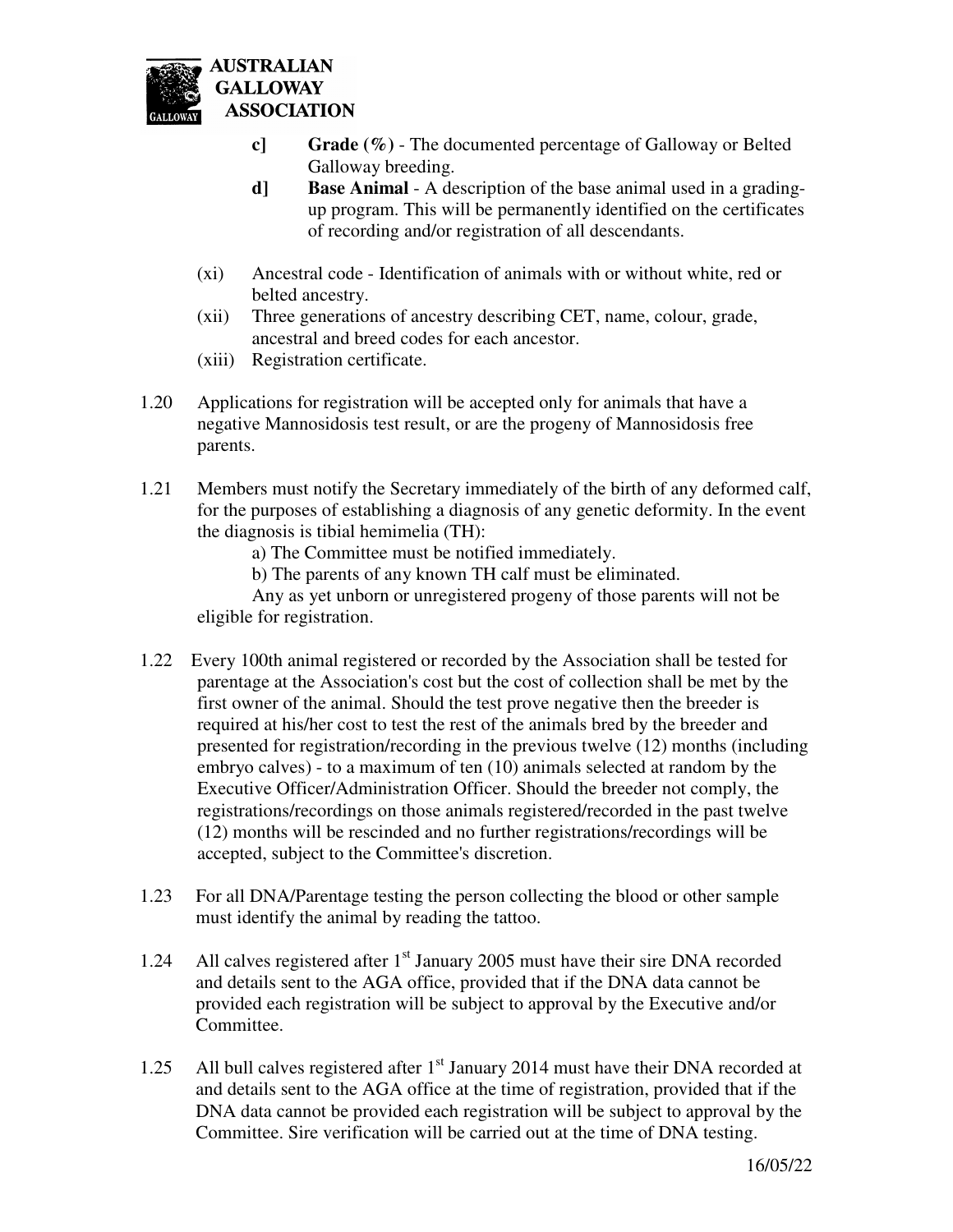- **c]** **Grade (%)** - The documented percentage of Galloway or Belted Galloway breeding.
- **d]** **Base Animal** - A description of the base animal used in a grading-up program. This will be permanently identified on the certificates of recording and/or registration of all descendants.

(xi) Ancestral code - Identification of animals with or without white, red or belted ancestry.

(xii) Three generations of ancestry describing CET, name, colour, grade, ancestral and breed codes for each ancestor.

(xiii) Registration certificate.

1.20 Applications for registration will be accepted only for animals that have a negative Mannosidosis test result, or are the progeny of Mannosidosis free parents.

1.21 Members must notify the Secretary immediately of the birth of any deformed calf, for the purposes of establishing a diagnosis of any genetic deformity. In the event the diagnosis is tibial hemimelia (TH):

a) The Committee must be notified immediately.

b) The parents of any known TH calf must be eliminated.

Any as yet unborn or unregistered progeny of those parents will not be eligible for registration.

1.22 Every 100th animal registered or recorded by the Association shall be tested for parentage at the Association's cost but the cost of collection shall be met by the first owner of the animal. Should the test prove negative then the breeder is required at his/her cost to test the rest of the animals bred by the breeder and presented for registration/recording in the previous twelve (12) months (including embryo calves) - to a maximum of ten (10) animals selected at random by the Executive Officer/Administration Officer. Should the breeder not comply, the registrations/recordings on those animals registered/recorded in the past twelve (12) months will be rescinded and no further registrations/recordings will be accepted, subject to the Committee's discretion.

1.23 For all DNA/Parentage testing the person collecting the blood or other sample must identify the animal by reading the tattoo.

1.24 All calves registered after 1st January 2005 must have their sire DNA recorded and details sent to the AGA office, provided that if the DNA data cannot be provided each registration will be subject to approval by the Executive and/or Committee.

1.25 All bull calves registered after 1st January 2014 must have their DNA recorded at and details sent to the AGA office at the time of registration, provided that if the DNA data cannot be provided each registration will be subject to approval by the Committee. Sire verification will be carried out at the time of DNA testing.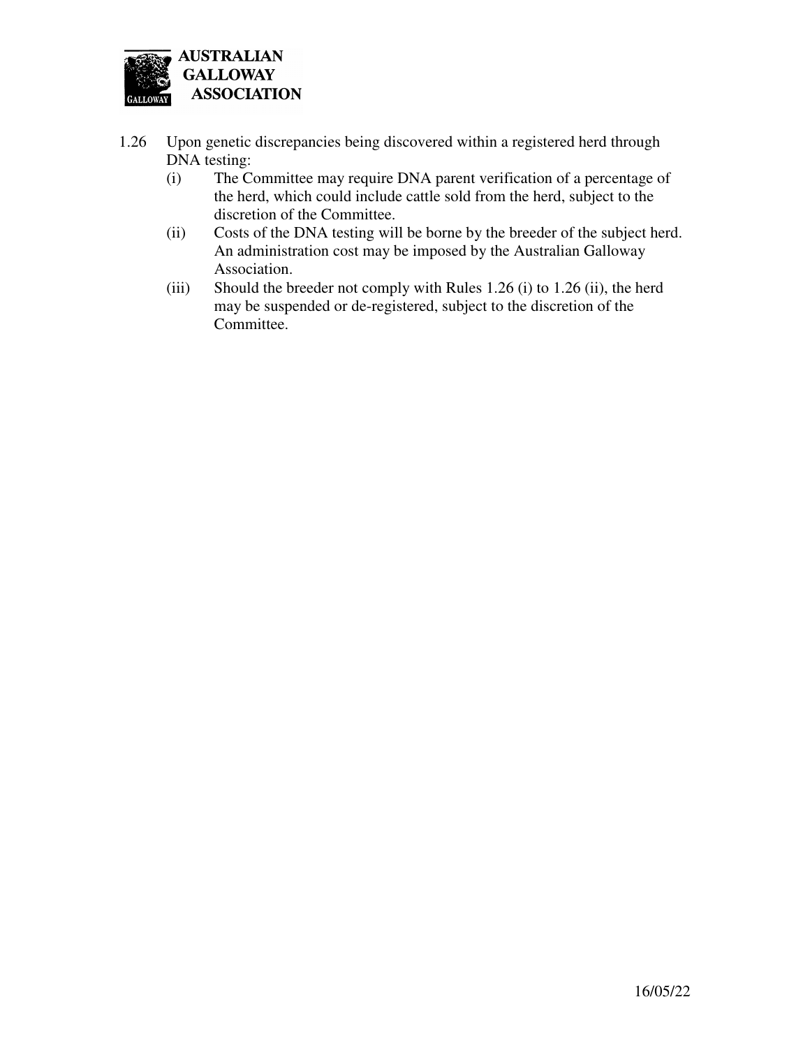1.26 Upon genetic discrepancies being discovered within a registered herd through DNA testing:

   (i) The Committee may require DNA parent verification of a percentage of the herd, which could include cattle sold from the herd, subject to the discretion of the Committee.

   (ii) Costs of the DNA testing will be borne by the breeder of the subject herd. An administration cost may be imposed by the Australian Galloway Association.

   (iii) Should the breeder not comply with Rules 1.26 (i) to 1.26 (ii), the herd may be suspended or de-registered, subject to the discretion of the Committee.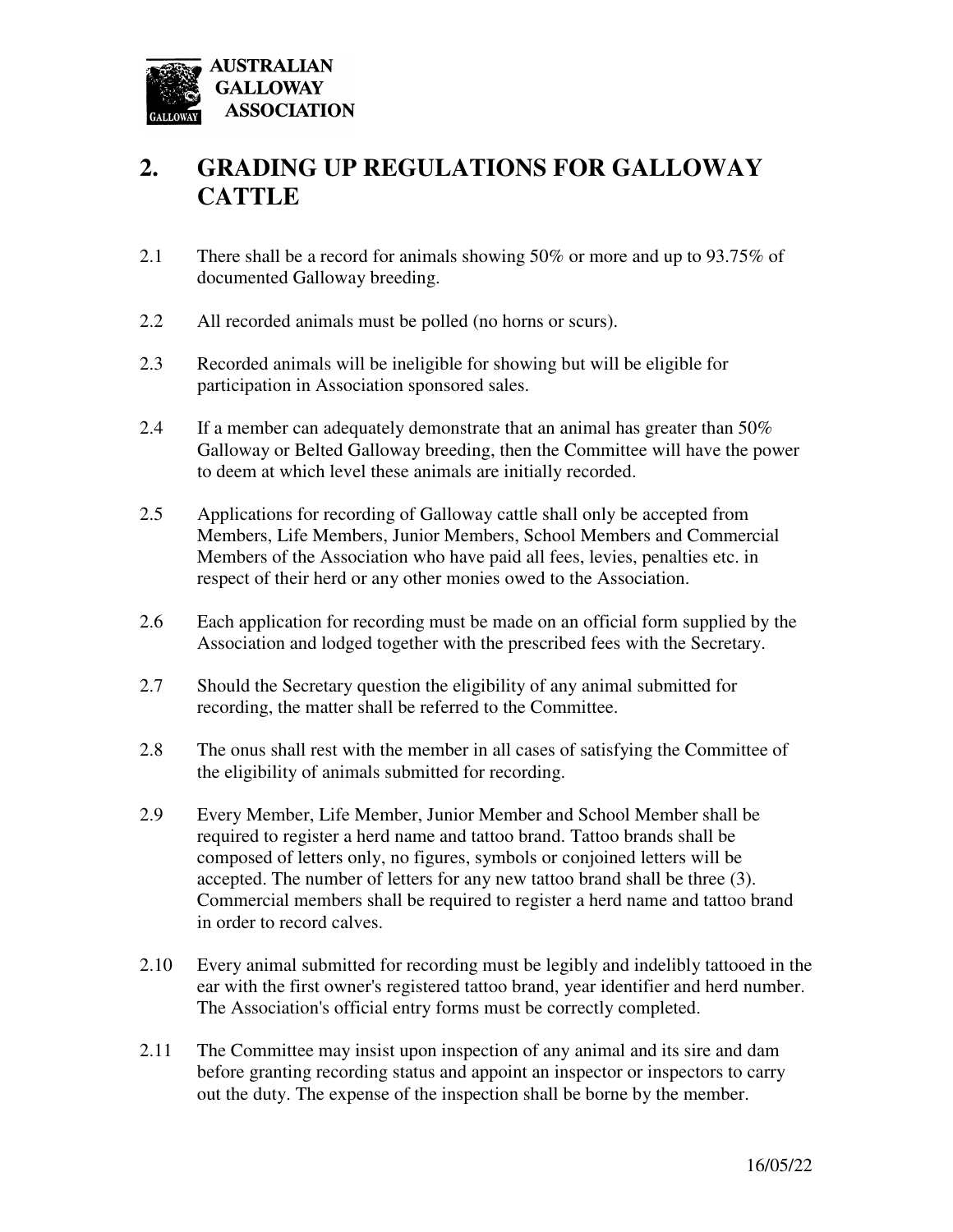# 2. GRADING UP REGULATIONS FOR GALLOWAY CATTLE

2.1 There shall be a record for animals showing 50% or more and up to 93.75% of documented Galloway breeding.

2.2 All recorded animals must be polled (no horns or scurs).

2.3 Recorded animals will be ineligible for showing but will be eligible for participation in Association sponsored sales.

2.4 If a member can adequately demonstrate that an animal has greater than 50% Galloway or Belted Galloway breeding, then the Committee will have the power to deem at which level these animals are initially recorded.

2.5 Applications for recording of Galloway cattle shall only be accepted from Members, Life Members, Junior Members, School Members and Commercial Members of the Association who have paid all fees, levies, penalties etc. in respect of their herd or any other monies owed to the Association.

2.6 Each application for recording must be made on an official form supplied by the Association and lodged together with the prescribed fees with the Secretary.

2.7 Should the Secretary question the eligibility of any animal submitted for recording, the matter shall be referred to the Committee.

2.8 The onus shall rest with the member in all cases of satisfying the Committee of the eligibility of animals submitted for recording.

2.9 Every Member, Life Member, Junior Member and School Member shall be required to register a herd name and tattoo brand. Tattoo brands shall be composed of letters only, no figures, symbols or conjoined letters will be accepted. The number of letters for any new tattoo brand shall be three (3). Commercial members shall be required to register a herd name and tattoo brand in order to record calves.

2.10 Every animal submitted for recording must be legibly and indelibly tattooed in the ear with the first owner's registered tattoo brand, year identifier and herd number. The Association's official entry forms must be correctly completed.

2.11 The Committee may insist upon inspection of any animal and its sire and dam before granting recording status and appoint an inspector or inspectors to carry out the duty. The expense of the inspection shall be borne by the member.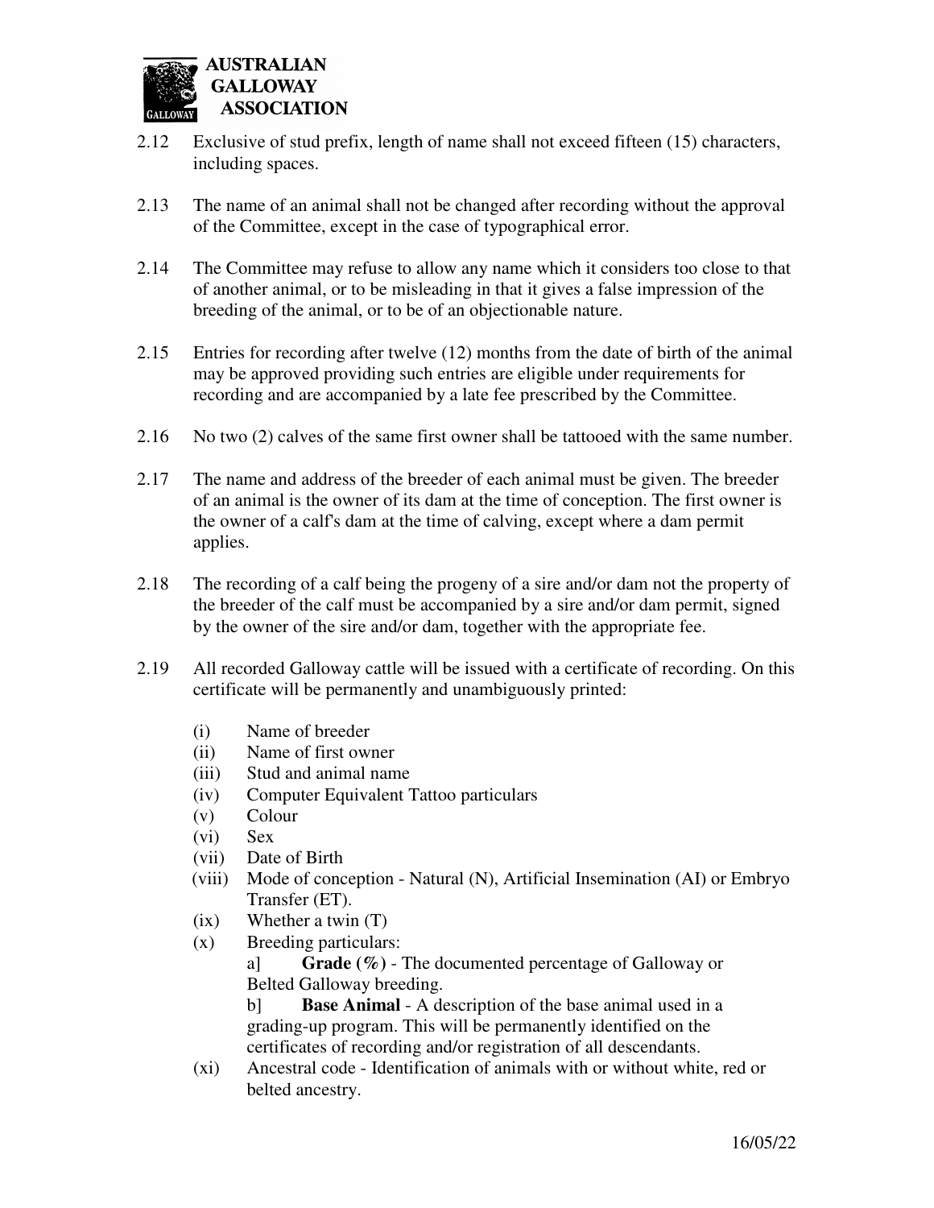2.12 Exclusive of stud prefix, length of name shall not exceed fifteen (15) characters, including spaces.

2.13 The name of an animal shall not be changed after recording without the approval of the Committee, except in the case of typographical error.

2.14 The Committee may refuse to allow any name which it considers too close to that of another animal, or to be misleading in that it gives a false impression of the breeding of the animal, or to be of an objectionable nature.

2.15 Entries for recording after twelve (12) months from the date of birth of the animal may be approved providing such entries are eligible under requirements for recording and are accompanied by a late fee prescribed by the Committee.

2.16 No two (2) calves of the same first owner shall be tattooed with the same number.

2.17 The name and address of the breeder of each animal must be given. The breeder of an animal is the owner of its dam at the time of conception. The first owner is the owner of a calf's dam at the time of calving, except where a dam permit applies.

2.18 The recording of a calf being the progeny of a sire and/or dam not the property of the breeder of the calf must be accompanied by a sire and/or dam permit, signed by the owner of the sire and/or dam, together with the appropriate fee.

2.19 All recorded Galloway cattle will be issued with a certificate of recording. On this certificate will be permanently and unambiguously printed:

- (i) Name of breeder
- (ii) Name of first owner
- (iii) Stud and animal name
- (iv) Computer Equivalent Tattoo particulars
- (v) Colour
- (vi) Sex
- (vii) Date of Birth
- (viii) Mode of conception - Natural (N), Artificial Insemination (AI) or Embryo Transfer (ET).
- (ix) Whether a twin (T)
- (x) Breeding particulars:
  - a] **Grade (%)** - The documented percentage of Galloway or Belted Galloway breeding.
  - b] **Base Animal** - A description of the base animal used in a grading-up program. This will be permanently identified on the certificates of recording and/or registration of all descendants.
- (xi) Ancestral code - Identification of animals with or without white, red or belted ancestry.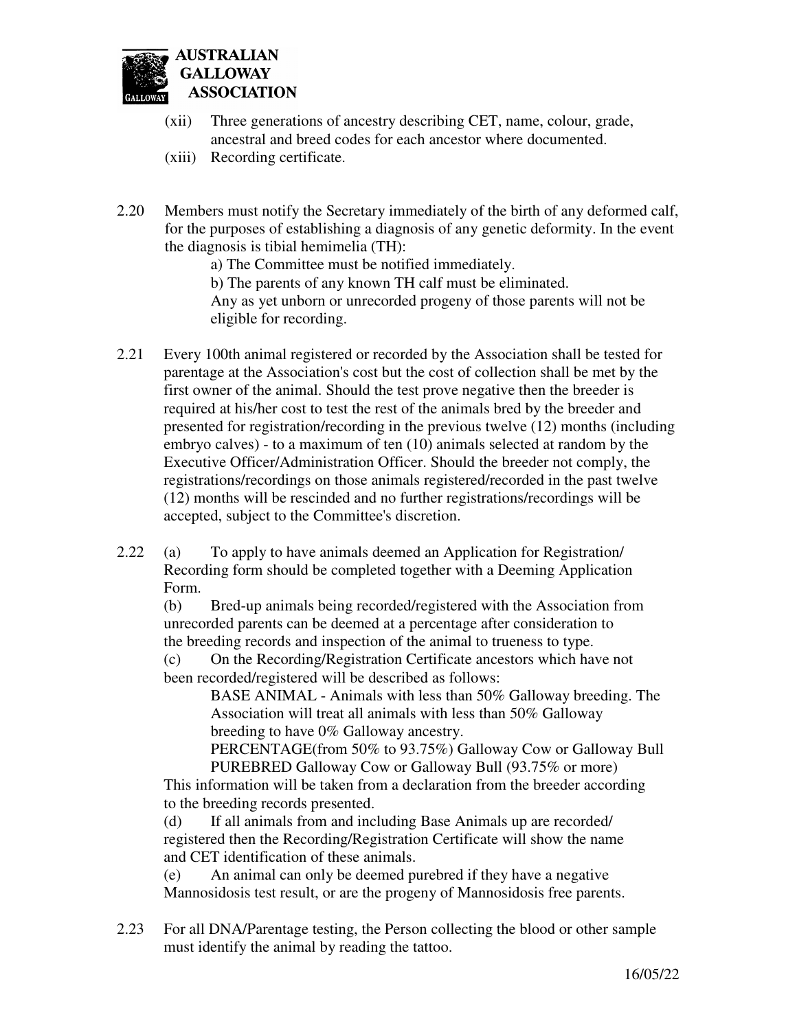(xii) Three generations of ancestry describing CET, name, colour, grade, ancestral and breed codes for each ancestor where documented.

(xiii) Recording certificate.

2.20 Members must notify the Secretary immediately of the birth of any deformed calf, for the purposes of establishing a diagnosis of any genetic deformity. In the event the diagnosis is tibial hemimelia (TH):

a) The Committee must be notified immediately.

b) The parents of any known TH calf must be eliminated.

Any as yet unborn or unrecorded progeny of those parents will not be eligible for recording.

2.21 Every 100th animal registered or recorded by the Association shall be tested for parentage at the Association's cost but the cost of collection shall be met by the first owner of the animal. Should the test prove negative then the breeder is required at his/her cost to test the rest of the animals bred by the breeder and presented for registration/recording in the previous twelve (12) months (including embryo calves) - to a maximum of ten (10) animals selected at random by the Executive Officer/Administration Officer. Should the breeder not comply, the registrations/recordings on those animals registered/recorded in the past twelve (12) months will be rescinded and no further registrations/recordings will be accepted, subject to the Committee's discretion.

2.22 (a) To apply to have animals deemed an Application for Registration/ Recording form should be completed together with a Deeming Application Form.

(b) Bred-up animals being recorded/registered with the Association from unrecorded parents can be deemed at a percentage after consideration to the breeding records and inspection of the animal to trueness to type.

(c) On the Recording/Registration Certificate ancestors which have not been recorded/registered will be described as follows:

BASE ANIMAL - Animals with less than 50% Galloway breeding. The Association will treat all animals with less than 50% Galloway breeding to have 0% Galloway ancestry.

PERCENTAGE(from 50% to 93.75%) Galloway Cow or Galloway Bull

PUREBRED Galloway Cow or Galloway Bull (93.75% or more)

This information will be taken from a declaration from the breeder according to the breeding records presented.

(d) If all animals from and including Base Animals up are recorded/ registered then the Recording/Registration Certificate will show the name and CET identification of these animals.

(e) An animal can only be deemed purebred if they have a negative Mannosidosis test result, or are the progeny of Mannosidosis free parents.

2.23 For all DNA/Parentage testing, the Person collecting the blood or other sample must identify the animal by reading the tattoo.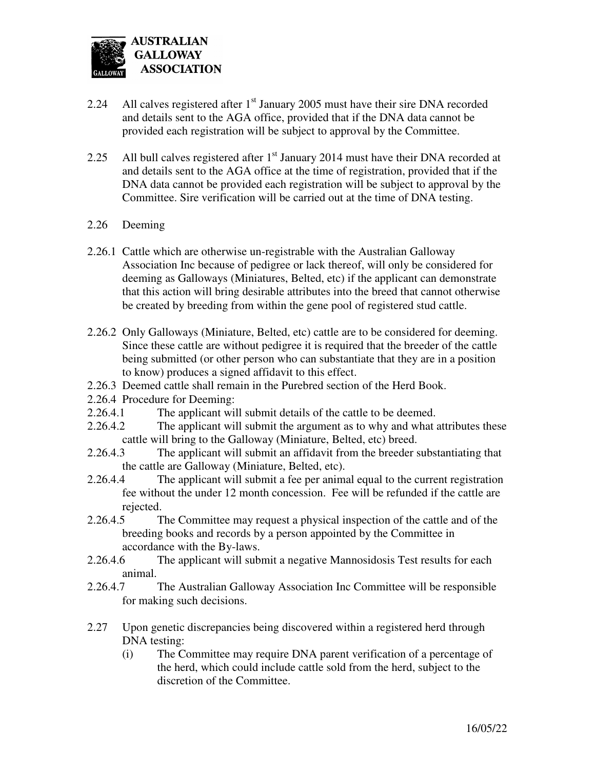2.24 All calves registered after 1st January 2005 must have their sire DNA recorded and details sent to the AGA office, provided that if the DNA data cannot be provided each registration will be subject to approval by the Committee.

2.25 All bull calves registered after 1st January 2014 must have their DNA recorded at and details sent to the AGA office at the time of registration, provided that if the DNA data cannot be provided each registration will be subject to approval by the Committee. Sire verification will be carried out at the time of DNA testing.

2.26 Deeming

2.26.1 Cattle which are otherwise un-registrable with the Australian Galloway Association Inc because of pedigree or lack thereof, will only be considered for deeming as Galloways (Miniatures, Belted, etc) if the applicant can demonstrate that this action will bring desirable attributes into the breed that cannot otherwise be created by breeding from within the gene pool of registered stud cattle.

2.26.2 Only Galloways (Miniature, Belted, etc) cattle are to be considered for deeming. Since these cattle are without pedigree it is required that the breeder of the cattle being submitted (or other person who can substantiate that they are in a position to know) produces a signed affidavit to this effect.

2.26.3 Deemed cattle shall remain in the Purebred section of the Herd Book.

2.26.4 Procedure for Deeming:

2.26.4.1 The applicant will submit details of the cattle to be deemed.

2.26.4.2 The applicant will submit the argument as to why and what attributes these cattle will bring to the Galloway (Miniature, Belted, etc) breed.

2.26.4.3 The applicant will submit an affidavit from the breeder substantiating that the cattle are Galloway (Miniature, Belted, etc).

2.26.4.4 The applicant will submit a fee per animal equal to the current registration fee without the under 12 month concession. Fee will be refunded if the cattle are rejected.

2.26.4.5 The Committee may request a physical inspection of the cattle and of the breeding books and records by a person appointed by the Committee in accordance with the By-laws.

2.26.4.6 The applicant will submit a negative Mannosidosis Test results for each animal.

2.26.4.7 The Australian Galloway Association Inc Committee will be responsible for making such decisions.

2.27 Upon genetic discrepancies being discovered within a registered herd through DNA testing:

(i) The Committee may require DNA parent verification of a percentage of the herd, which could include cattle sold from the herd, subject to the discretion of the Committee.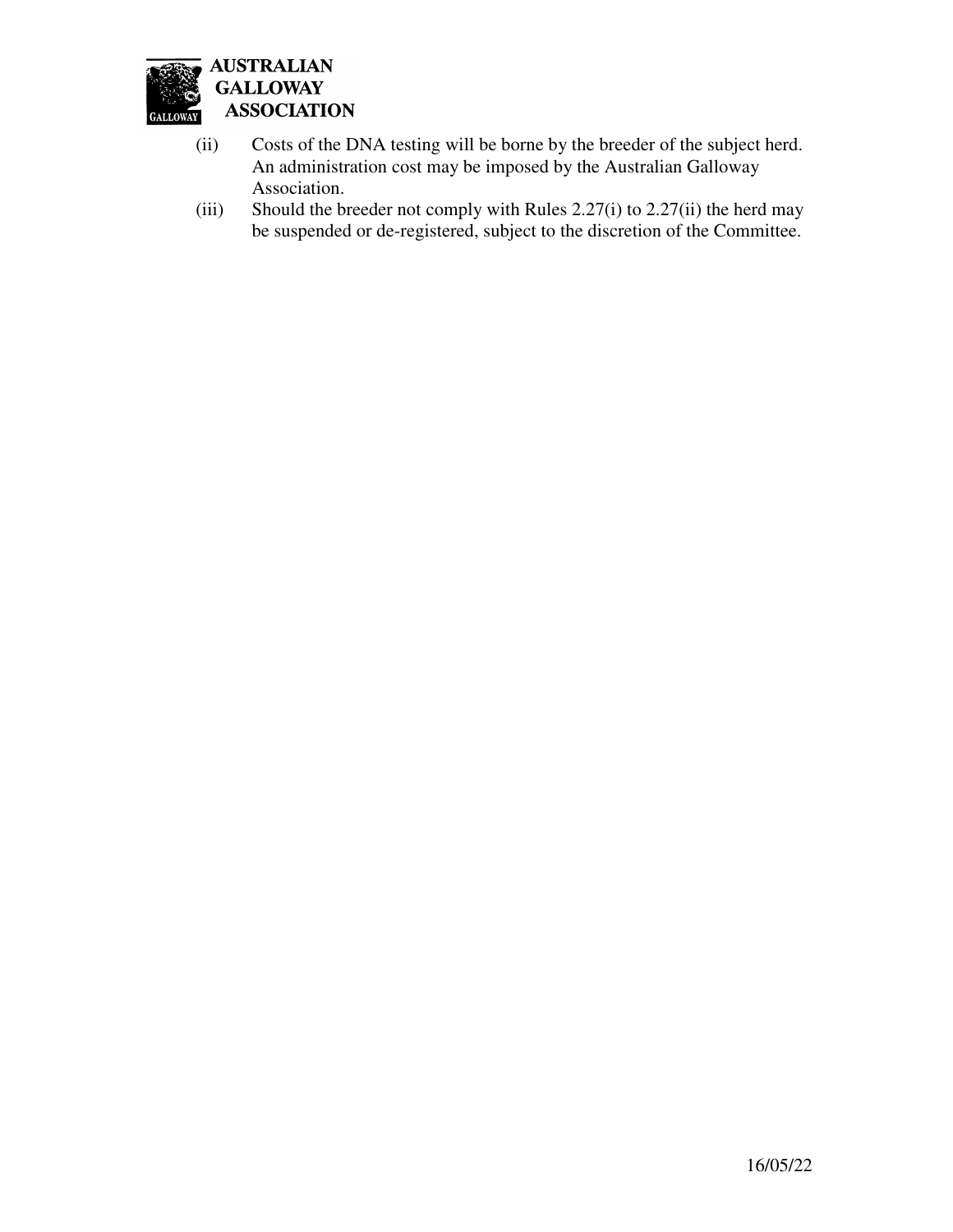(ii) Costs of the DNA testing will be borne by the breeder of the subject herd. An administration cost may be imposed by the Australian Galloway Association.

(iii) Should the breeder not comply with Rules 2.27(i) to 2.27(ii) the herd may be suspended or de-registered, subject to the discretion of the Committee.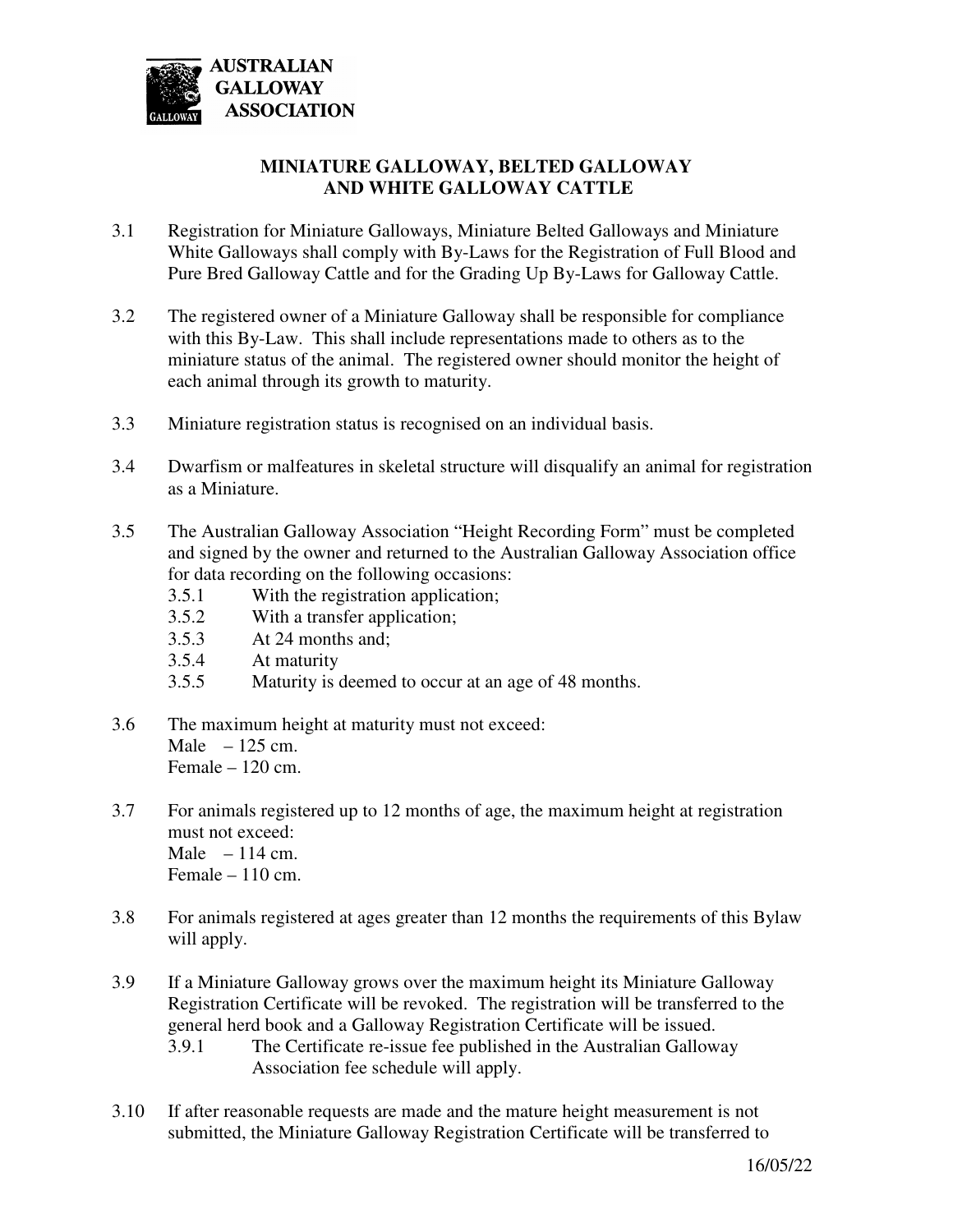**AUSTRALIAN GALLOWAY ASSOCIATION**

## MINIATURE GALLOWAY, BELTED GALLOWAY AND WHITE GALLOWAY CATTLE

3.1 Registration for Miniature Galloways, Miniature Belted Galloways and Miniature White Galloways shall comply with By-Laws for the Registration of Full Blood and Pure Bred Galloway Cattle and for the Grading Up By-Laws for Galloway Cattle.

3.2 The registered owner of a Miniature Galloway shall be responsible for compliance with this By-Law. This shall include representations made to others as to the miniature status of the animal. The registered owner should monitor the height of each animal through its growth to maturity.

3.3 Miniature registration status is recognised on an individual basis.

3.4 Dwarfism or malfeatures in skeletal structure will disqualify an animal for registration as a Miniature.

3.5 The Australian Galloway Association "Height Recording Form" must be completed and signed by the owner and returned to the Australian Galloway Association office for data recording on the following occasions:

- 3.5.1 With the registration application;
- 3.5.2 With a transfer application;
- 3.5.3 At 24 months and;
- 3.5.4 At maturity
- 3.5.5 Maturity is deemed to occur at an age of 48 months.

3.6 The maximum height at maturity must not exceed:
Male – 125 cm.
Female – 120 cm.

3.7 For animals registered up to 12 months of age, the maximum height at registration must not exceed:
Male – 114 cm.
Female – 110 cm.

3.8 For animals registered at ages greater than 12 months the requirements of this Bylaw will apply.

3.9 If a Miniature Galloway grows over the maximum height its Miniature Galloway Registration Certificate will be revoked. The registration will be transferred to the general herd book and a Galloway Registration Certificate will be issued.

- 3.9.1 The Certificate re-issue fee published in the Australian Galloway Association fee schedule will apply.

3.10 If after reasonable requests are made and the mature height measurement is not submitted, the Miniature Galloway Registration Certificate will be transferred to

16/05/22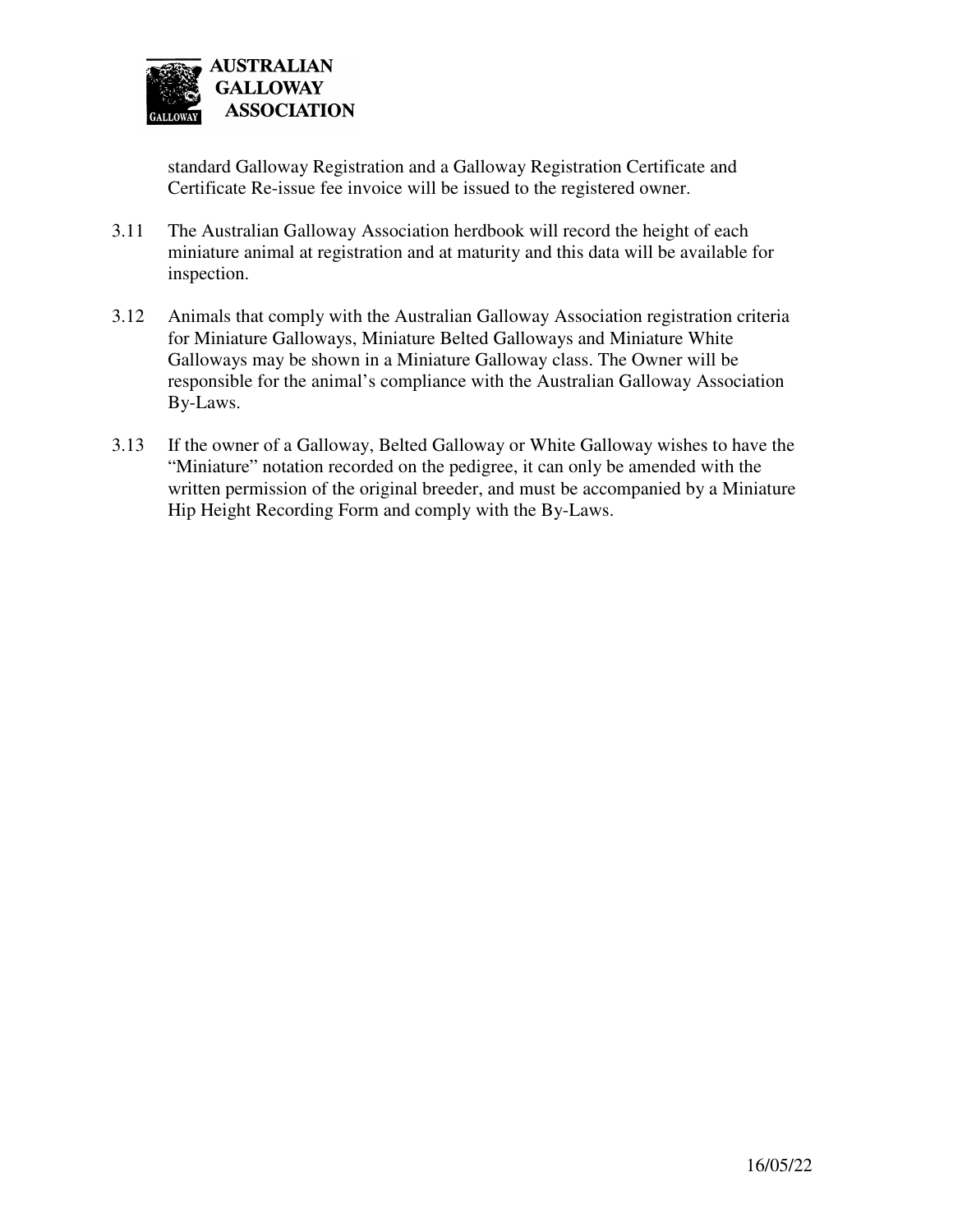standard Galloway Registration and a Galloway Registration Certificate and Certificate Re-issue fee invoice will be issued to the registered owner.

3.11 The Australian Galloway Association herdbook will record the height of each miniature animal at registration and at maturity and this data will be available for inspection.

3.12 Animals that comply with the Australian Galloway Association registration criteria for Miniature Galloways, Miniature Belted Galloways and Miniature White Galloways may be shown in a Miniature Galloway class. The Owner will be responsible for the animal's compliance with the Australian Galloway Association By-Laws.

3.13 If the owner of a Galloway, Belted Galloway or White Galloway wishes to have the "Miniature" notation recorded on the pedigree, it can only be amended with the written permission of the original breeder, and must be accompanied by a Miniature Hip Height Recording Form and comply with the By-Laws.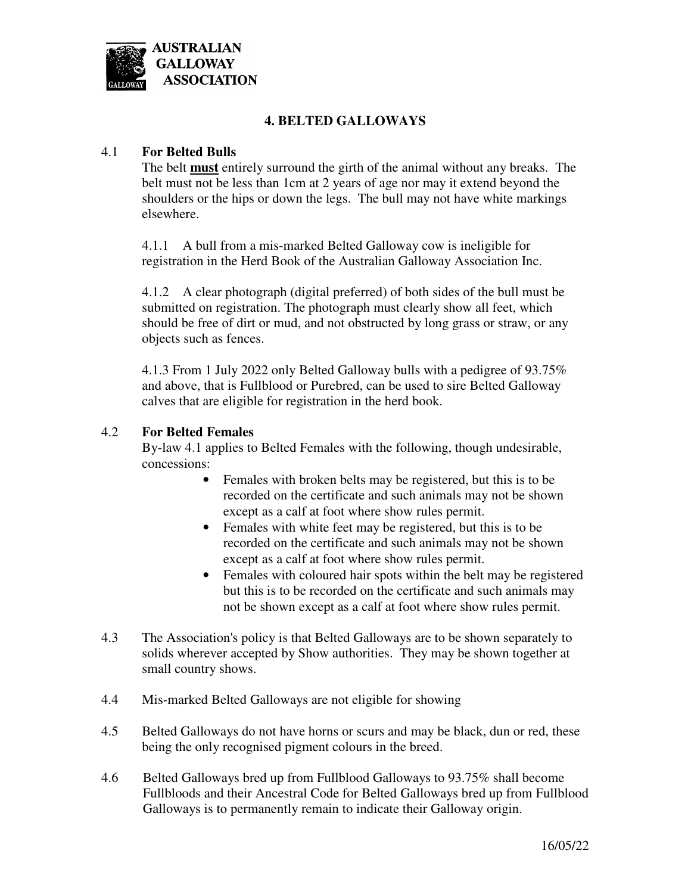## 4. BELTED GALLOWAYS

4.1 **For Belted Bulls**

The belt **must** entirely surround the girth of the animal without any breaks. The belt must not be less than 1cm at 2 years of age nor may it extend beyond the shoulders or the hips or down the legs. The bull may not have white markings elsewhere.

4.1.1 A bull from a mis-marked Belted Galloway cow is ineligible for registration in the Herd Book of the Australian Galloway Association Inc.

4.1.2 A clear photograph (digital preferred) of both sides of the bull must be submitted on registration. The photograph must clearly show all feet, which should be free of dirt or mud, and not obstructed by long grass or straw, or any objects such as fences.

4.1.3 From 1 July 2022 only Belted Galloway bulls with a pedigree of 93.75% and above, that is Fullblood or Purebred, can be used to sire Belted Galloway calves that are eligible for registration in the herd book.

4.2 **For Belted Females**

By-law 4.1 applies to Belted Females with the following, though undesirable, concessions:

- Females with broken belts may be registered, but this is to be recorded on the certificate and such animals may not be shown except as a calf at foot where show rules permit.
- Females with white feet may be registered, but this is to be recorded on the certificate and such animals may not be shown except as a calf at foot where show rules permit.
- Females with coloured hair spots within the belt may be registered but this is to be recorded on the certificate and such animals may not be shown except as a calf at foot where show rules permit.

4.3 The Association's policy is that Belted Galloways are to be shown separately to solids wherever accepted by Show authorities. They may be shown together at small country shows.

4.4 Mis-marked Belted Galloways are not eligible for showing

4.5 Belted Galloways do not have horns or scurs and may be black, dun or red, these being the only recognised pigment colours in the breed.

4.6 Belted Galloways bred up from Fullblood Galloways to 93.75% shall become Fullbloods and their Ancestral Code for Belted Galloways bred up from Fullblood Galloways is to permanently remain to indicate their Galloway origin.

16/05/22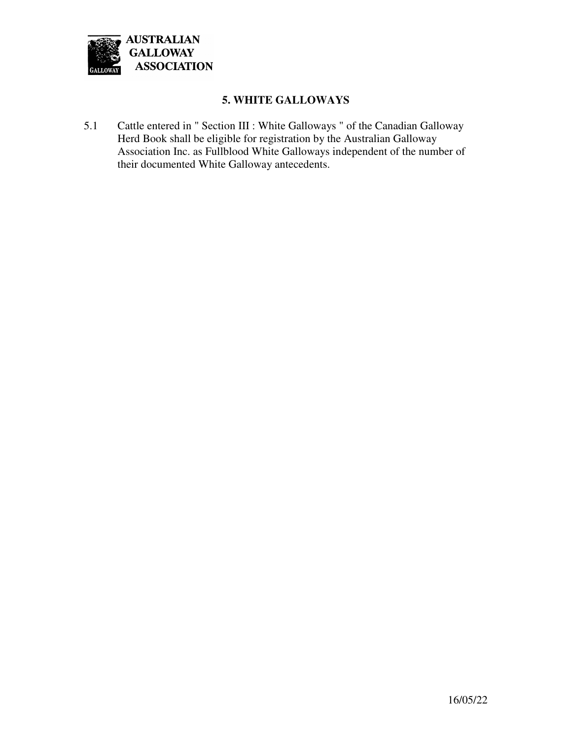## 5. WHITE GALLOWAYS

5.1 Cattle entered in " Section III : White Galloways " of the Canadian Galloway Herd Book shall be eligible for registration by the Australian Galloway Association Inc. as Fullblood White Galloways independent of the number of their documented White Galloway antecedents.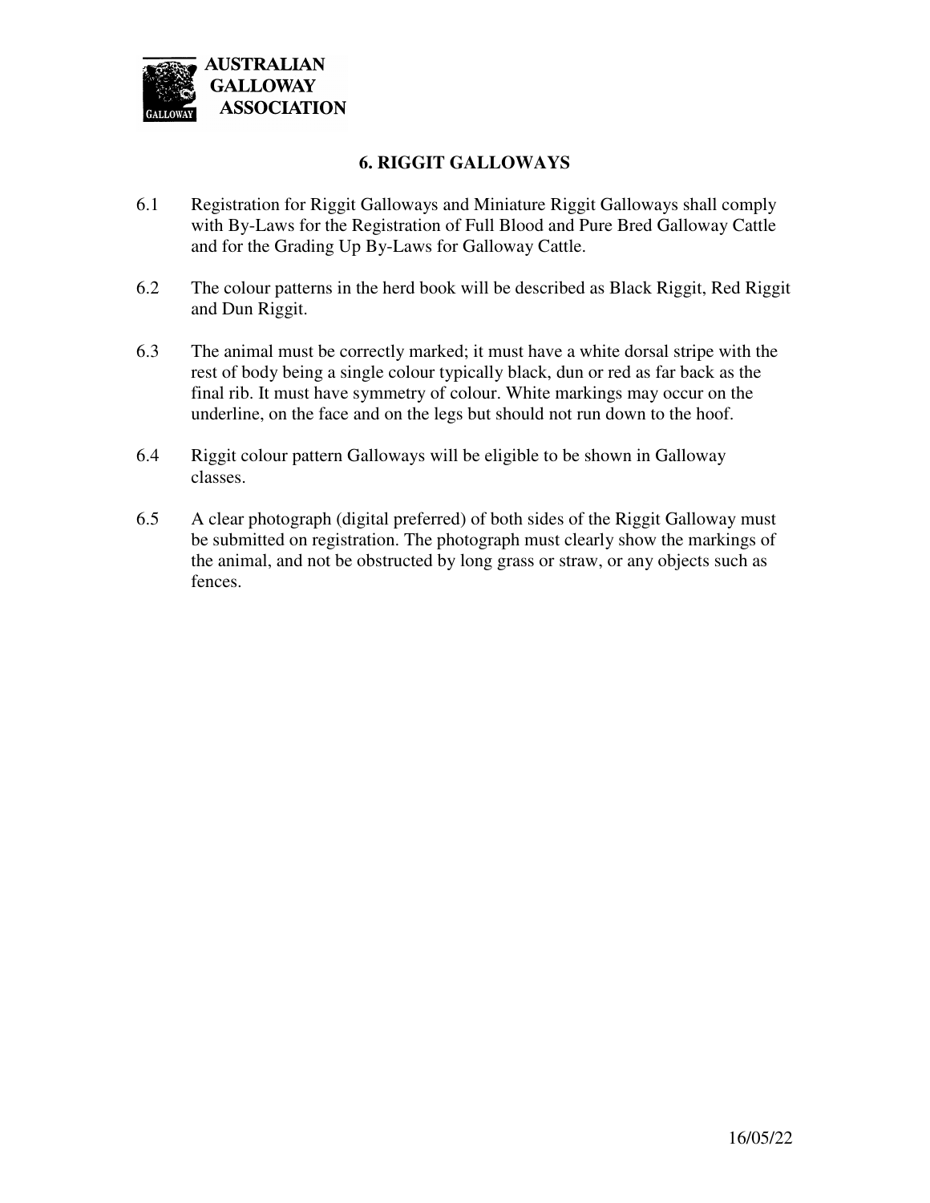## 6. RIGGIT GALLOWAYS

6.1 Registration for Riggit Galloways and Miniature Riggit Galloways shall comply with By-Laws for the Registration of Full Blood and Pure Bred Galloway Cattle and for the Grading Up By-Laws for Galloway Cattle.

6.2 The colour patterns in the herd book will be described as Black Riggit, Red Riggit and Dun Riggit.

6.3 The animal must be correctly marked; it must have a white dorsal stripe with the rest of body being a single colour typically black, dun or red as far back as the final rib. It must have symmetry of colour. White markings may occur on the underline, on the face and on the legs but should not run down to the hoof.

6.4 Riggit colour pattern Galloways will be eligible to be shown in Galloway classes.

6.5 A clear photograph (digital preferred) of both sides of the Riggit Galloway must be submitted on registration. The photograph must clearly show the markings of the animal, and not be obstructed by long grass or straw, or any objects such as fences.

16/05/22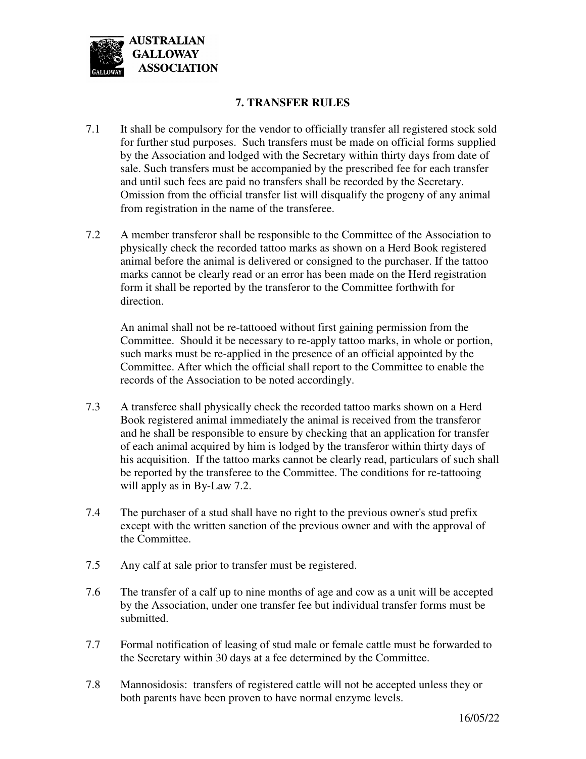# 7. TRANSFER RULES

7.1 It shall be compulsory for the vendor to officially transfer all registered stock sold for further stud purposes. Such transfers must be made on official forms supplied by the Association and lodged with the Secretary within thirty days from date of sale. Such transfers must be accompanied by the prescribed fee for each transfer and until such fees are paid no transfers shall be recorded by the Secretary. Omission from the official transfer list will disqualify the progeny of any animal from registration in the name of the transferee.

7.2 A member transferor shall be responsible to the Committee of the Association to physically check the recorded tattoo marks as shown on a Herd Book registered animal before the animal is delivered or consigned to the purchaser. If the tattoo marks cannot be clearly read or an error has been made on the Herd registration form it shall be reported by the transferor to the Committee forthwith for direction.

An animal shall not be re-tattooed without first gaining permission from the Committee. Should it be necessary to re-apply tattoo marks, in whole or portion, such marks must be re-applied in the presence of an official appointed by the Committee. After which the official shall report to the Committee to enable the records of the Association to be noted accordingly.

7.3 A transferee shall physically check the recorded tattoo marks shown on a Herd Book registered animal immediately the animal is received from the transferor and he shall be responsible to ensure by checking that an application for transfer of each animal acquired by him is lodged by the transferor within thirty days of his acquisition. If the tattoo marks cannot be clearly read, particulars of such shall be reported by the transferee to the Committee. The conditions for re-tattooing will apply as in By-Law 7.2.

7.4 The purchaser of a stud shall have no right to the previous owner's stud prefix except with the written sanction of the previous owner and with the approval of the Committee.

7.5 Any calf at sale prior to transfer must be registered.

7.6 The transfer of a calf up to nine months of age and cow as a unit will be accepted by the Association, under one transfer fee but individual transfer forms must be submitted.

7.7 Formal notification of leasing of stud male or female cattle must be forwarded to the Secretary within 30 days at a fee determined by the Committee.

7.8 Mannosidosis: transfers of registered cattle will not be accepted unless they or both parents have been proven to have normal enzyme levels.

16/05/22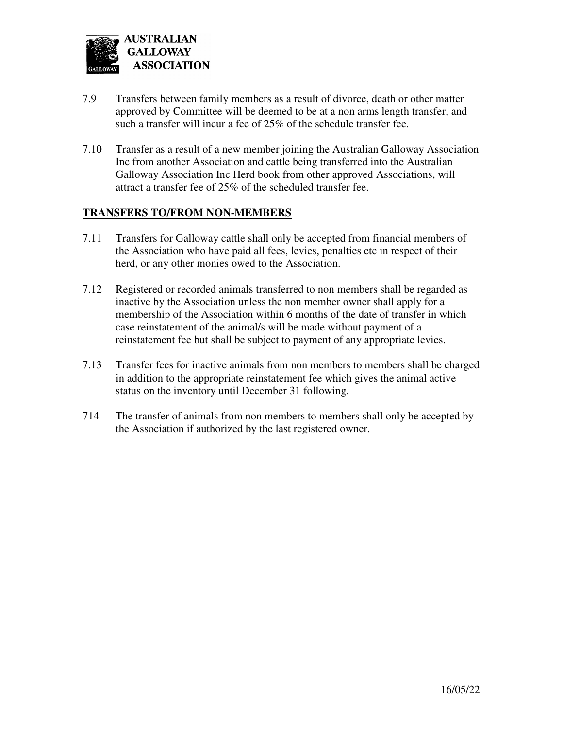7.9 Transfers between family members as a result of divorce, death or other matter approved by Committee will be deemed to be at a non arms length transfer, and such a transfer will incur a fee of 25% of the schedule transfer fee.

7.10 Transfer as a result of a new member joining the Australian Galloway Association Inc from another Association and cattle being transferred into the Australian Galloway Association Inc Herd book from other approved Associations, will attract a transfer fee of 25% of the scheduled transfer fee.

## TRANSFERS TO/FROM NON-MEMBERS

7.11 Transfers for Galloway cattle shall only be accepted from financial members of the Association who have paid all fees, levies, penalties etc in respect of their herd, or any other monies owed to the Association.

7.12 Registered or recorded animals transferred to non members shall be regarded as inactive by the Association unless the non member owner shall apply for a membership of the Association within 6 months of the date of transfer in which case reinstatement of the animal/s will be made without payment of a reinstatement fee but shall be subject to payment of any appropriate levies.

7.13 Transfer fees for inactive animals from non members to members shall be charged in addition to the appropriate reinstatement fee which gives the animal active status on the inventory until December 31 following.

714 The transfer of animals from non members to members shall only be accepted by the Association if authorized by the last registered owner.

16/05/22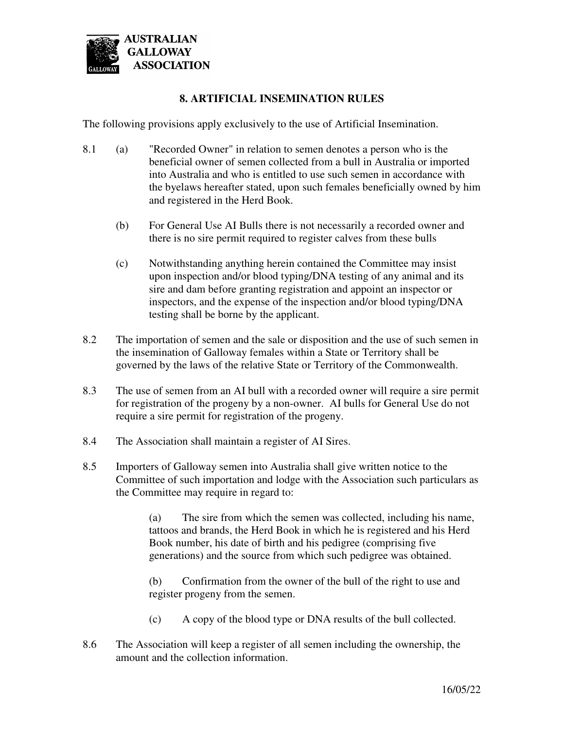## 8. ARTIFICIAL INSEMINATION RULES

The following provisions apply exclusively to the use of Artificial Insemination.

8.1 (a) "Recorded Owner" in relation to semen denotes a person who is the beneficial owner of semen collected from a bull in Australia or imported into Australia and who is entitled to use such semen in accordance with the byelaws hereafter stated, upon such females beneficially owned by him and registered in the Herd Book.

(b) For General Use AI Bulls there is not necessarily a recorded owner and there is no sire permit required to register calves from these bulls

(c) Notwithstanding anything herein contained the Committee may insist upon inspection and/or blood typing/DNA testing of any animal and its sire and dam before granting registration and appoint an inspector or inspectors, and the expense of the inspection and/or blood typing/DNA testing shall be borne by the applicant.

8.2 The importation of semen and the sale or disposition and the use of such semen in the insemination of Galloway females within a State or Territory shall be governed by the laws of the relative State or Territory of the Commonwealth.

8.3 The use of semen from an AI bull with a recorded owner will require a sire permit for registration of the progeny by a non-owner. AI bulls for General Use do not require a sire permit for registration of the progeny.

8.4 The Association shall maintain a register of AI Sires.

8.5 Importers of Galloway semen into Australia shall give written notice to the Committee of such importation and lodge with the Association such particulars as the Committee may require in regard to:

(a) The sire from which the semen was collected, including his name, tattoos and brands, the Herd Book in which he is registered and his Herd Book number, his date of birth and his pedigree (comprising five generations) and the source from which such pedigree was obtained.

(b) Confirmation from the owner of the bull of the right to use and register progeny from the semen.

(c) A copy of the blood type or DNA results of the bull collected.

8.6 The Association will keep a register of all semen including the ownership, the amount and the collection information.

16/05/22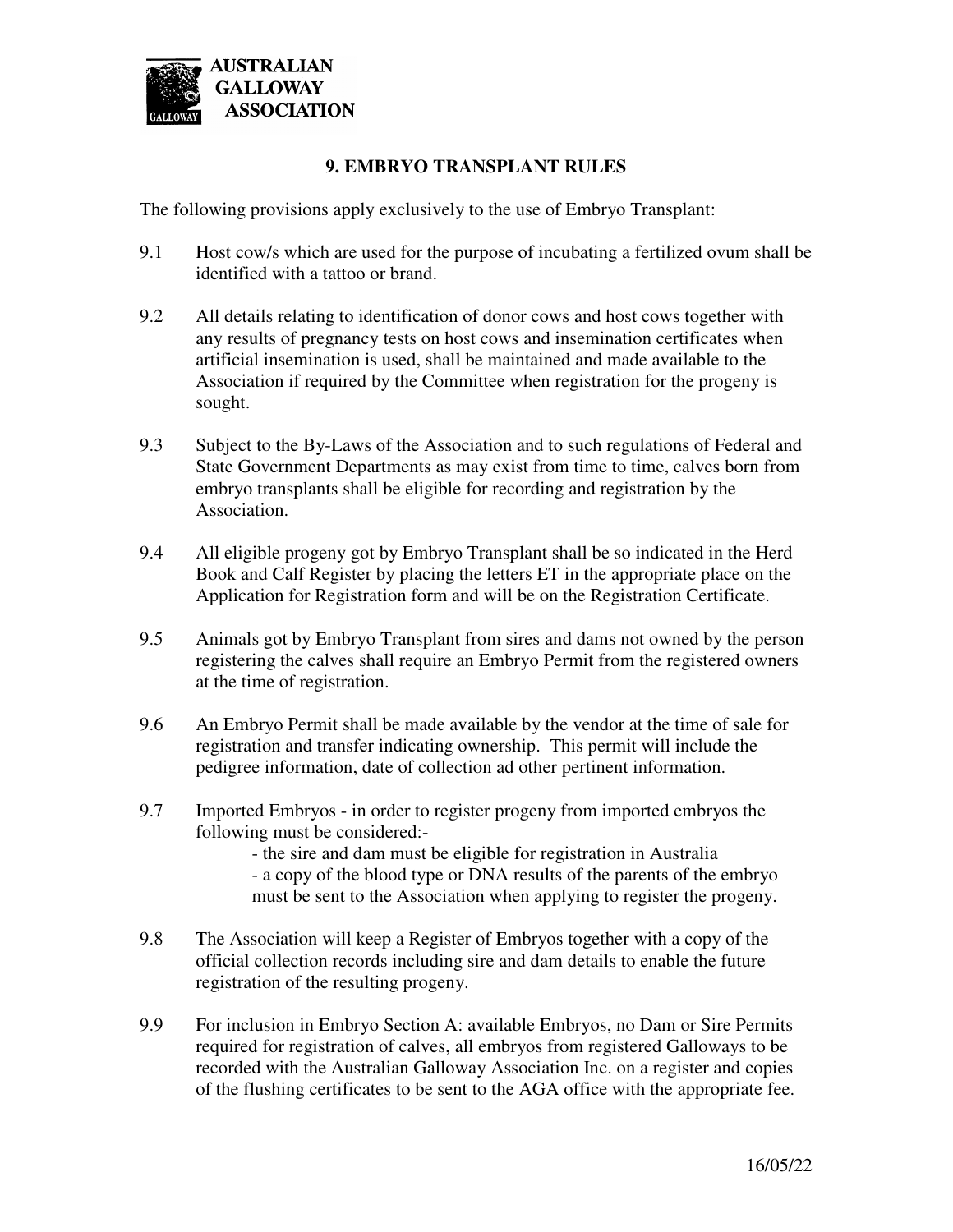**AUSTRALIAN GALLOWAY ASSOCIATION**

## 9. EMBRYO TRANSPLANT RULES

The following provisions apply exclusively to the use of Embryo Transplant:

9.1 Host cow/s which are used for the purpose of incubating a fertilized ovum shall be identified with a tattoo or brand.

9.2 All details relating to identification of donor cows and host cows together with any results of pregnancy tests on host cows and insemination certificates when artificial insemination is used, shall be maintained and made available to the Association if required by the Committee when registration for the progeny is sought.

9.3 Subject to the By-Laws of the Association and to such regulations of Federal and State Government Departments as may exist from time to time, calves born from embryo transplants shall be eligible for recording and registration by the Association.

9.4 All eligible progeny got by Embryo Transplant shall be so indicated in the Herd Book and Calf Register by placing the letters ET in the appropriate place on the Application for Registration form and will be on the Registration Certificate.

9.5 Animals got by Embryo Transplant from sires and dams not owned by the person registering the calves shall require an Embryo Permit from the registered owners at the time of registration.

9.6 An Embryo Permit shall be made available by the vendor at the time of sale for registration and transfer indicating ownership. This permit will include the pedigree information, date of collection ad other pertinent information.

9.7 Imported Embryos - in order to register progeny from imported embryos the following must be considered:-

- the sire and dam must be eligible for registration in Australia
- a copy of the blood type or DNA results of the parents of the embryo must be sent to the Association when applying to register the progeny.

9.8 The Association will keep a Register of Embryos together with a copy of the official collection records including sire and dam details to enable the future registration of the resulting progeny.

9.9 For inclusion in Embryo Section A: available Embryos, no Dam or Sire Permits required for registration of calves, all embryos from registered Galloways to be recorded with the Australian Galloway Association Inc. on a register and copies of the flushing certificates to be sent to the AGA office with the appropriate fee.

16/05/22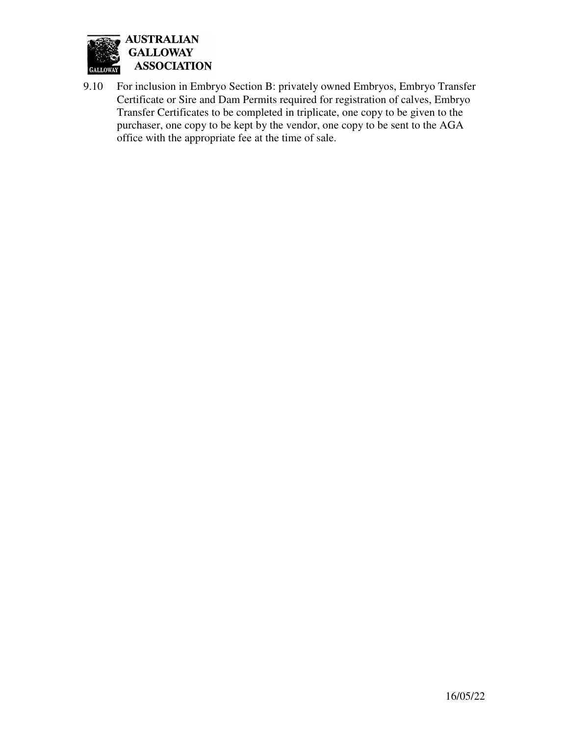9.10 For inclusion in Embryo Section B: privately owned Embryos, Embryo Transfer Certificate or Sire and Dam Permits required for registration of calves, Embryo Transfer Certificates to be completed in triplicate, one copy to be given to the purchaser, one copy to be kept by the vendor, one copy to be sent to the AGA office with the appropriate fee at the time of sale.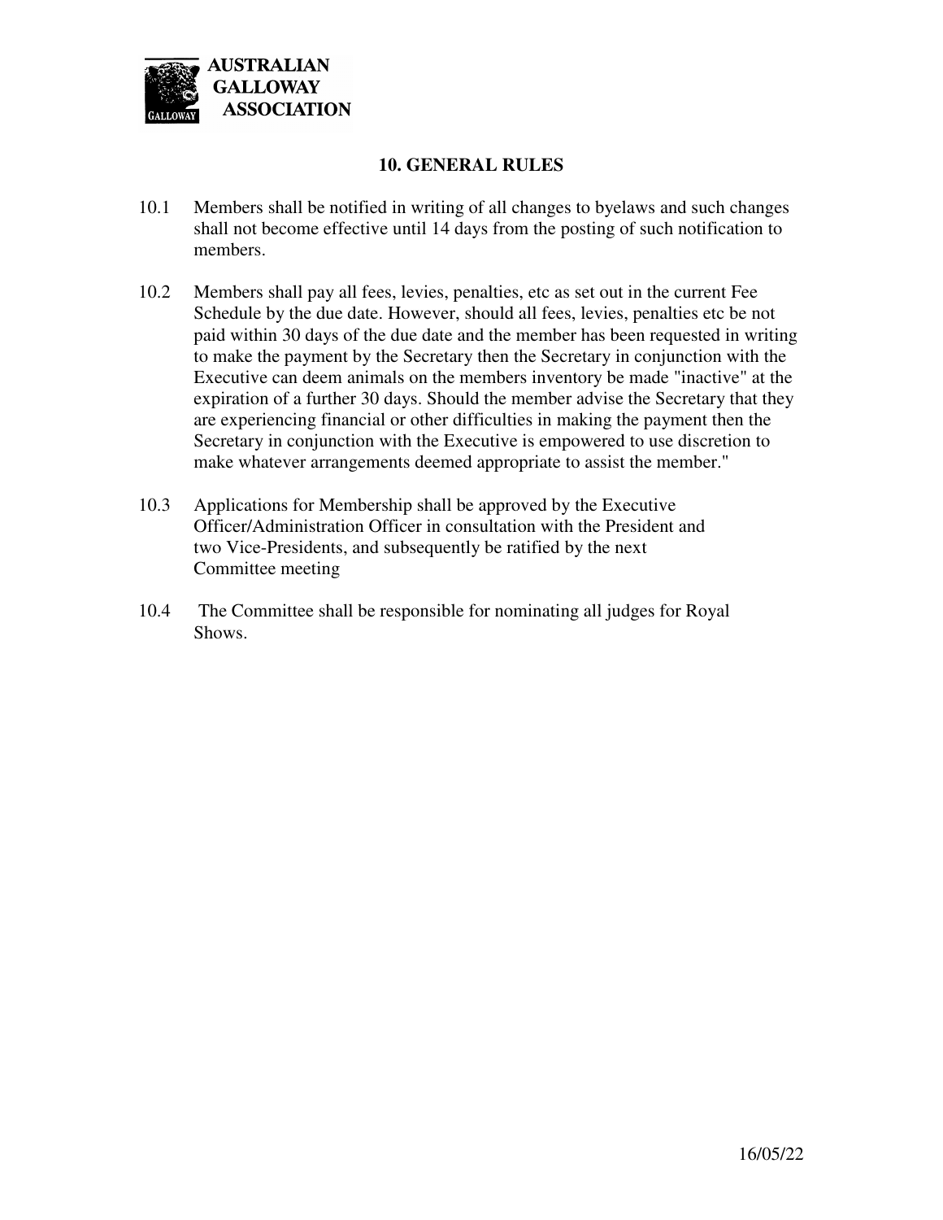AUSTRALIAN GALLOWAY ASSOCIATION

## 10. GENERAL RULES

10.1 Members shall be notified in writing of all changes to byelaws and such changes shall not become effective until 14 days from the posting of such notification to members.

10.2 Members shall pay all fees, levies, penalties, etc as set out in the current Fee Schedule by the due date. However, should all fees, levies, penalties etc be not paid within 30 days of the due date and the member has been requested in writing to make the payment by the Secretary then the Secretary in conjunction with the Executive can deem animals on the members inventory be made "inactive" at the expiration of a further 30 days. Should the member advise the Secretary that they are experiencing financial or other difficulties in making the payment then the Secretary in conjunction with the Executive is empowered to use discretion to make whatever arrangements deemed appropriate to assist the member."

10.3 Applications for Membership shall be approved by the Executive Officer/Administration Officer in consultation with the President and two Vice-Presidents, and subsequently be ratified by the next Committee meeting

10.4 The Committee shall be responsible for nominating all judges for Royal Shows.

16/05/22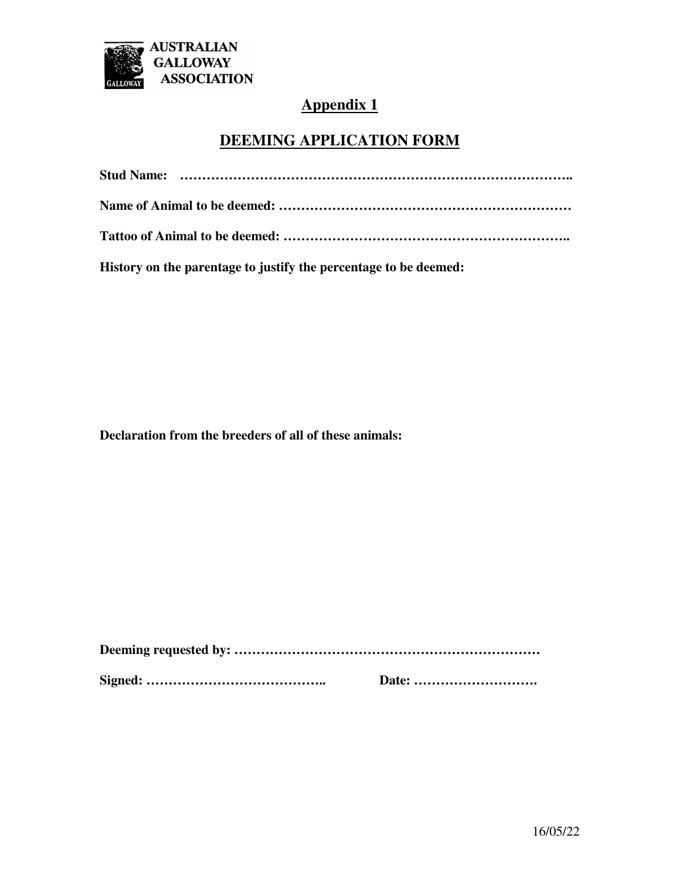AUSTRALIAN GALLOWAY ASSOCIATION

# Appendix 1

## DEEMING APPLICATION FORM

**Stud Name: …………………………………………………………………………..**

**Name of Animal to be deemed: …………………………………………………………**

**Tattoo of Animal to be deemed: ………………………………………………………..**

**History on the parentage to justify the percentage to be deemed:**

**Declaration from the breeders of all of these animals:**

**Deeming requested by: ……………………………………………………………**

**Signed: ………………………………….. Date: ……………………….**

16/05/22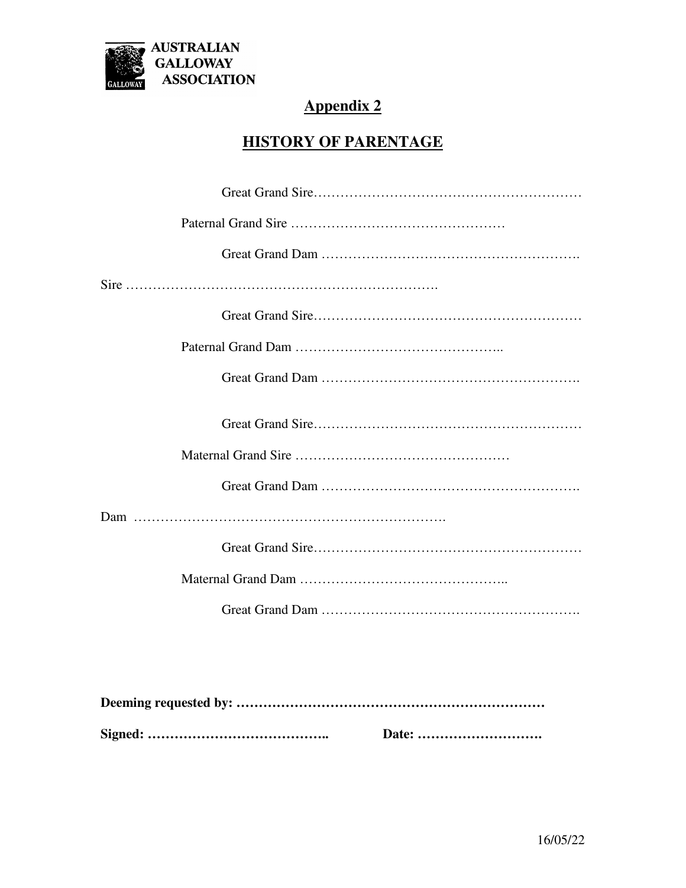AUSTRALIAN GALLOWAY ASSOCIATION

## Appendix 2

## HISTORY OF PARENTAGE

Great Grand Sire……………………………………………………

Paternal Grand Sire …………………………………………

Great Grand Dam ………………………………………………….

Sire …………………………………………………………….

Great Grand Sire……………………………………………………

Paternal Grand Dam ………………………………………..

Great Grand Dam ………………………………………………….

Great Grand Sire……………………………………………………

Maternal Grand Sire …………………………………………

Great Grand Dam ………………………………………………….

Dam …………………………………………………………….

Great Grand Sire……………………………………………………

Maternal Grand Dam ………………………………………..

Great Grand Dam ………………………………………………….

**Deeming requested by: ……………………………………………………………**

**Signed: …………………………………..   Date: ……………………….**

16/05/22